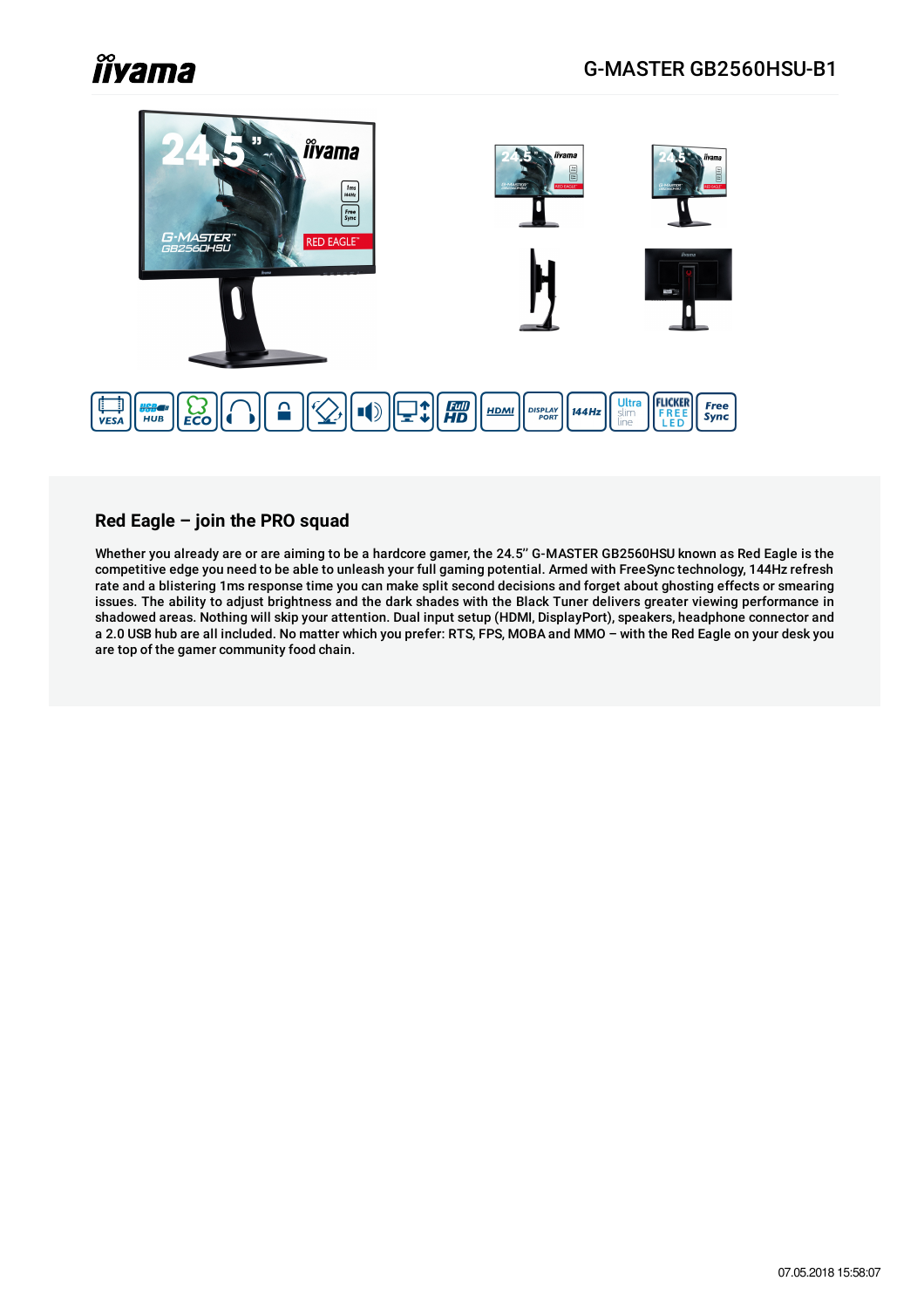# G-MASTER GB2560HSU-B1

## Red Eagle – join the PRO squad

Whether you already are or are aiming to be a hardcore gamer, the 24.5'' G-MASTER GB2560HSU known as Red Eagle is the competitive edge you need to be able to unleash your full gaming potential. Armed with FreeSync technology, 144Hz refresh rate and a blistering 1ms response time you can make split second decisions and forget about ghosting effects or smearing issues. The ability to adjust brightness and the dark shades with the Black Tuner delivers greater viewing performance in shadowed areas. Nothing will skip your attention. Dual input setup (HDMI, DisplayPort), speakers, headphone connector and a 2.0 USB hub are all included. No matter which you prefer: RTS, FPS, MOBA and MMO – with the Red Eagle on your desk you are top of the gamer community food chain.

07.05.2018 15:58:07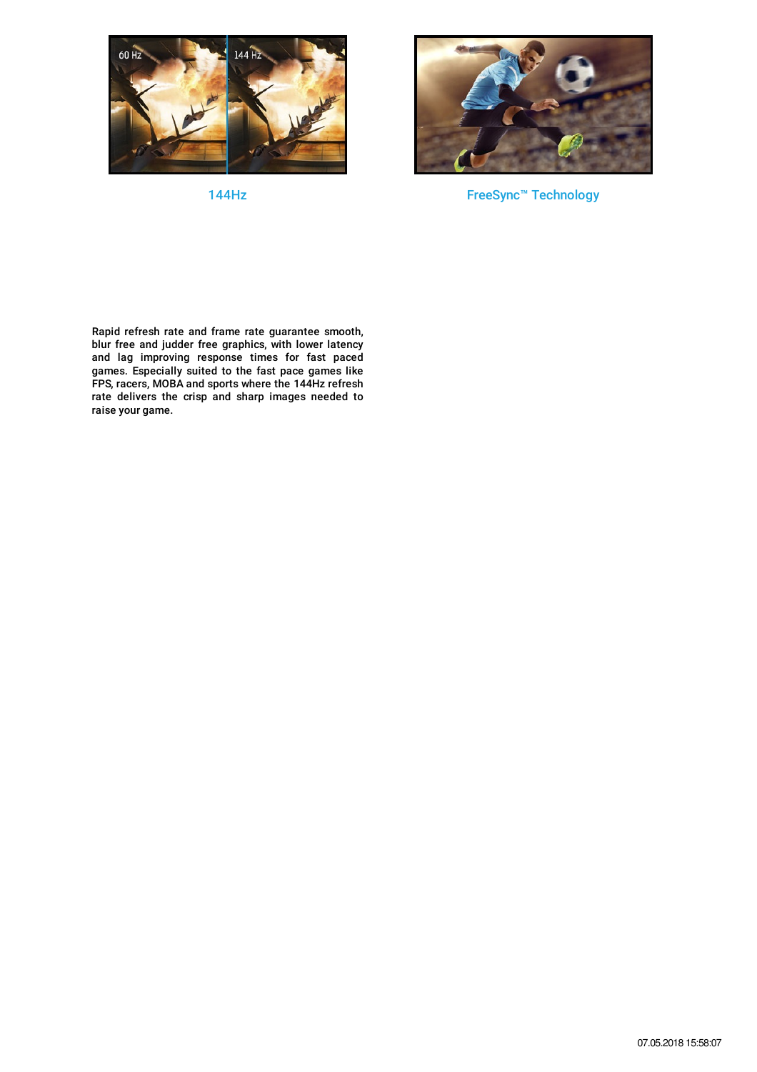## 144Hz

## FreeSync™ Technology

Rapid refresh rate and frame rate guarantee smooth, blur free and judder free graphics, with lower latency and lag improving response times for fast paced games. Especially suited to the fast pace games like FPS, racers, MOBA and sports where the 144Hz refresh rate delivers the crisp and sharp images needed to raise your game.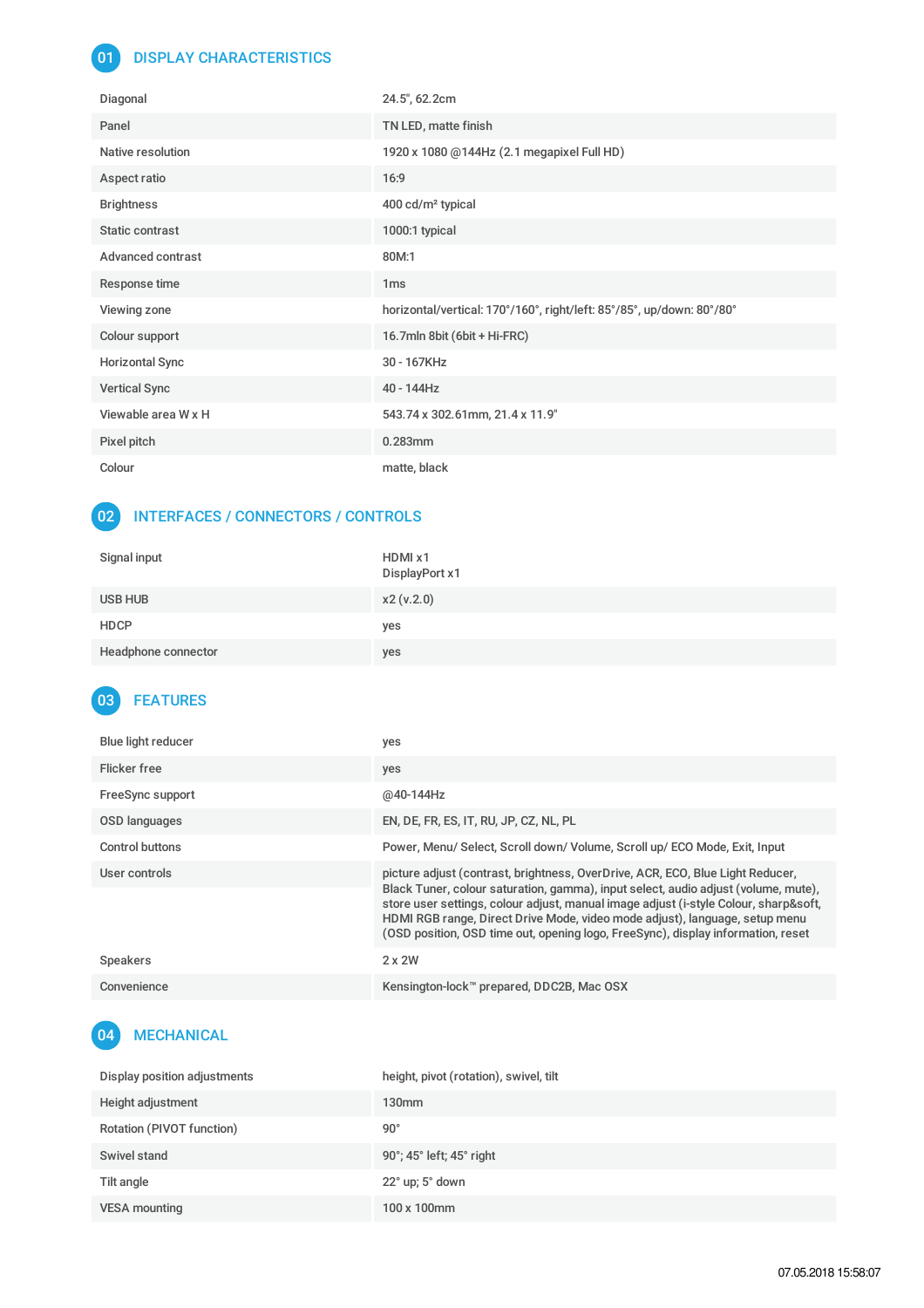## 01 DISPLAY CHARACTERISTICS

| | |
|---|---|
| Diagonal | 24.5", 62.2cm |
| Panel | TN LED, matte finish |
| Native resolution | 1920 x 1080 @144Hz (2.1 megapixel Full HD) |
| Aspect ratio | 16:9 |
| Brightness | 400 cd/m² typical |
| Static contrast | 1000:1 typical |
| Advanced contrast | 80M:1 |
| Response time | 1ms |
| Viewing zone | horizontal/vertical: 170°/160°, right/left: 85°/85°, up/down: 80°/80° |
| Colour support | 16.7mln 8bit (6bit + Hi-FRC) |
| Horizontal Sync | 30 - 167KHz |
| Vertical Sync | 40 - 144Hz |
| Viewable area W x H | 543.74 x 302.61mm, 21.4 x 11.9" |
| Pixel pitch | 0.283mm |
| Colour | matte, black |

## 02 INTERFACES / CONNECTORS / CONTROLS

| | |
|---|---|
| Signal input | HDMI x1<br>DisplayPort x1 |
| USB HUB | x2 (v.2.0) |
| HDCP | yes |
| Headphone connector | yes |

## 03 FEATURES

| | |
|---|---|
| Blue light reducer | yes |
| Flicker free | yes |
| FreeSync support | @40-144Hz |
| OSD languages | EN, DE, FR, ES, IT, RU, JP, CZ, NL, PL |
| Control buttons | Power, Menu/ Select, Scroll down/ Volume, Scroll up/ ECO Mode, Exit, Input |
| User controls | picture adjust (contrast, brightness, OverDrive, ACR, ECO, Blue Light Reducer, Black Tuner, colour saturation, gamma), input select, audio adjust (volume, mute), store user settings, colour adjust, manual image adjust (i-style Colour, sharp&soft, HDMI RGB range, Direct Drive Mode, video mode adjust), language, setup menu (OSD position, OSD time out, opening logo, FreeSync), display information, reset |
| Speakers | 2 x 2W |
| Convenience | Kensington-lock™ prepared, DDC2B, Mac OSX |

## 04 MECHANICAL

| | |
|---|---|
| Display position adjustments | height, pivot (rotation), swivel, tilt |
| Height adjustment | 130mm |
| Rotation (PIVOT function) | 90° |
| Swivel stand | 90°; 45° left; 45° right |
| Tilt angle | 22° up; 5° down |
| VESA mounting | 100 x 100mm |

07.05.2018 15:58:07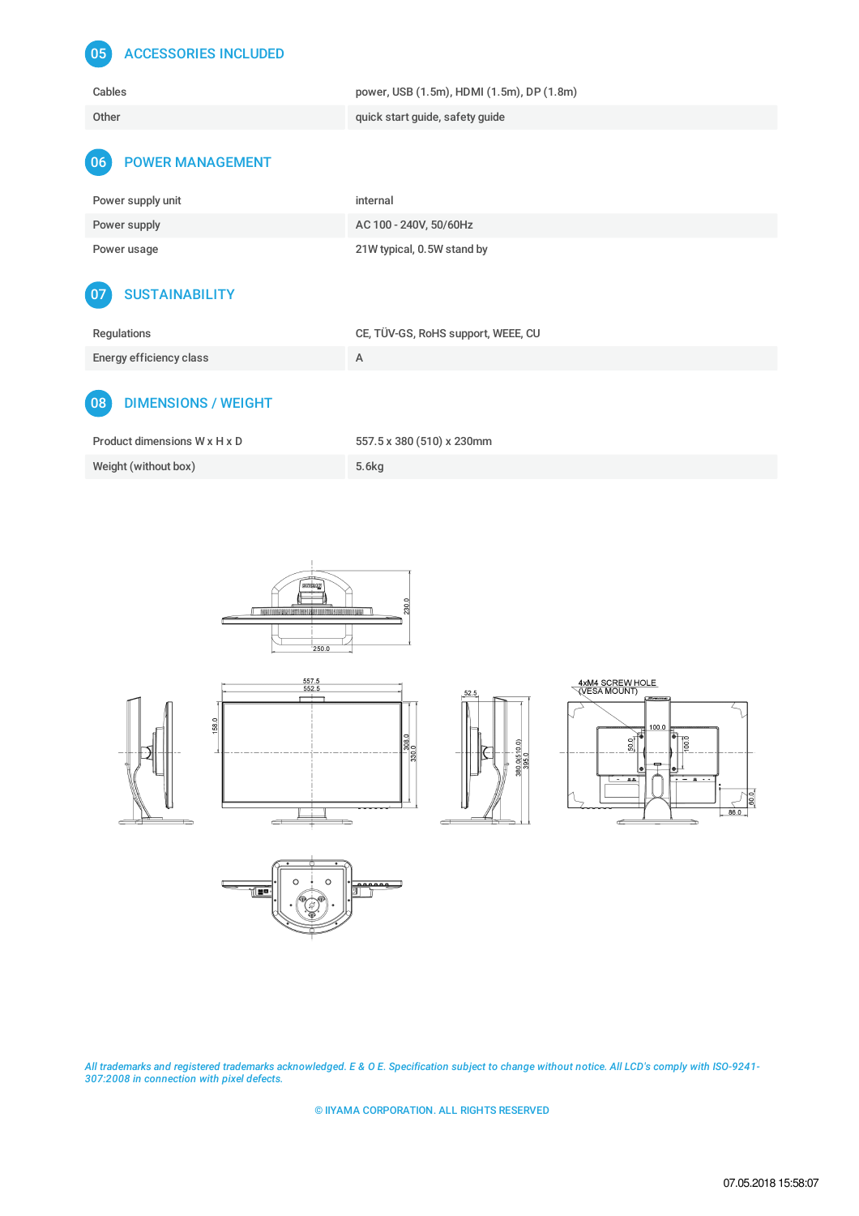## 05 ACCESSORIES INCLUDED

| | |
|---|---|
| Cables | power, USB (1.5m), HDMI (1.5m), DP (1.8m) |
| Other | quick start guide, safety guide |

## 06 POWER MANAGEMENT

| | |
|---|---|
| Power supply unit | internal |
| Power supply | AC 100 - 240V, 50/60Hz |
| Power usage | 21W typical, 0.5W stand by |

## 07 SUSTAINABILITY

| | |
|---|---|
| Regulations | CE, TÜV-GS, RoHS support, WEEE, CU |
| Energy efficiency class | A |

## 08 DIMENSIONS / WEIGHT

| | |
|---|---|
| Product dimensions W x H x D | 557.5 x 380 (510) x 230mm |
| Weight (without box) | 5.6kg |

230.0
250.0
557.5
552.5
158.0
308.0
330.0
52.5
380.0(510.0)
395.0
4xM4 SCREW HOLE (VESA MOUNT)
100.0
50.0
100.0
60.0
86.0

*All trademarks and registered trademarks acknowledged. E & O E. Specification subject to change without notice. All LCD's comply with ISO-9241-307:2008 in connection with pixel defects.*

© IIYAMA CORPORATION. ALL RIGHTS RESERVED

07.05.2018 15:58:07